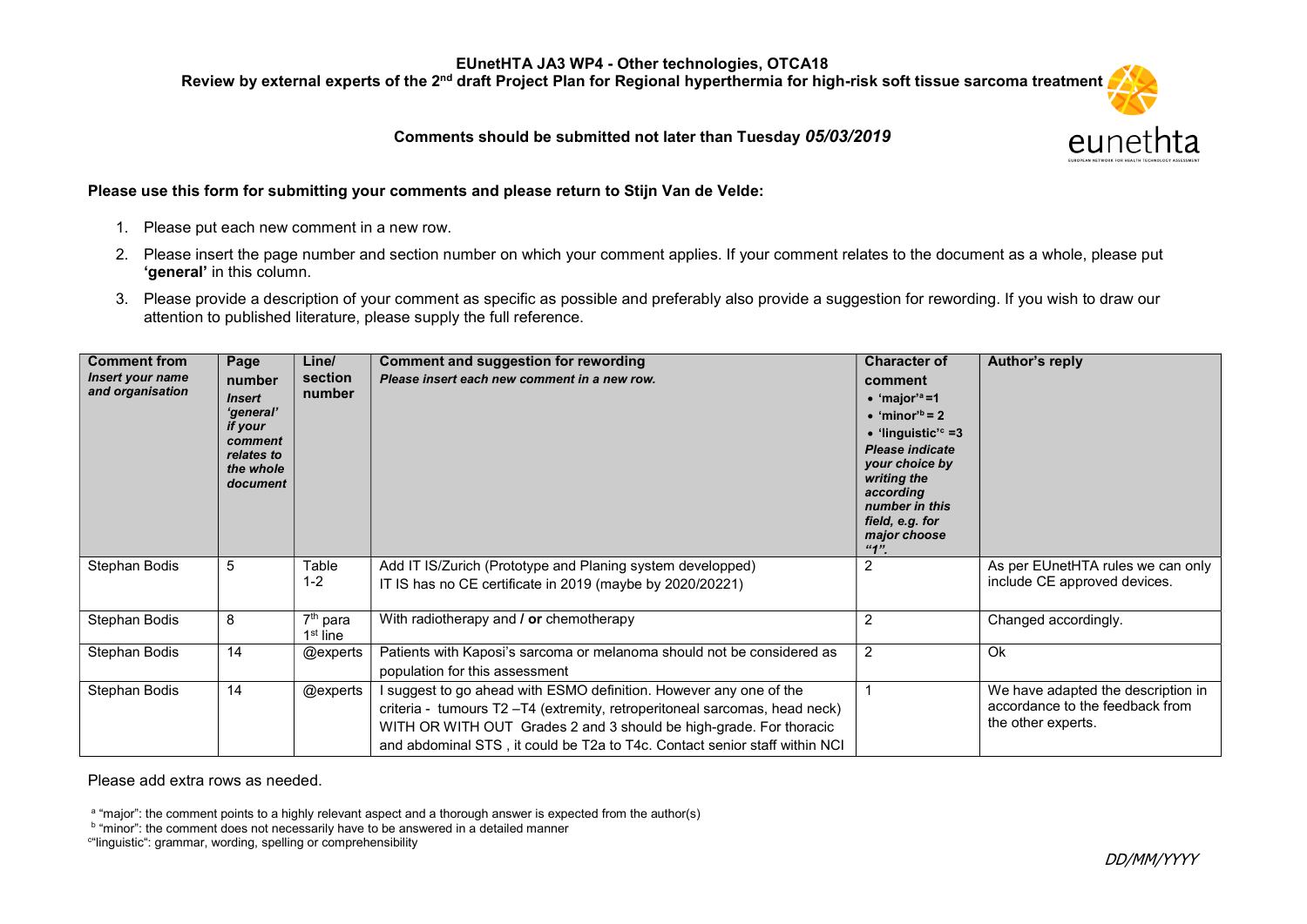**EUnetHTA JA3 WP4 - Other technologies, OTCA18**

**Review by external experts of the 2nd draft Project Plan for Regional hyperthermia for high-risk soft tissue sarcoma treatment**

**Comments should be submitted not later than Tuesday *05/03/2019***

**Please use this form for submitting your comments and please return to Stijn Van de Velde:**

1. Please put each new comment in a new row.
2. Please insert the page number and section number on which your comment applies. If your comment relates to the document as a whole, please put **'general'** in this column.
3. Please provide a description of your comment as specific as possible and preferably also provide a suggestion for rewording. If you wish to draw our attention to published literature, please supply the full reference.

| **Comment from** *Insert your name and organisation* | **Page number** *Insert 'general' if your comment relates to the whole document* | **Line/ section number** | **Comment and suggestion for rewording** *Please insert each new comment in a new row.* | **Character of comment** • **'major'[a] =1** • **'minor'[b] = 2** • **'linguistic'[c] =3** *Please indicate your choice by writing the according number in this field, e.g. for major choose "1".* | **Author's reply** |
|---|---|---|---|---|---|
| Stephan Bodis | 5 | Table 1-2 | Add IT IS/Zurich (Prototype and Planing system developped) IT IS has no CE certificate in 2019 (maybe by 2020/20221) | 2 | As per EUnetHTA rules we can only include CE approved devices. |
| Stephan Bodis | 8 | 7th para 1st line | With radiotherapy and **/ or** chemotherapy | 2 | Changed accordingly. |
| Stephan Bodis | 14 | @experts | Patients with Kaposi's sarcoma or melanoma should not be considered as population for this assessment | 2 | Ok |
| Stephan Bodis | 14 | @experts | I suggest to go ahead with ESMO definition. However any one of the criteria - tumours T2 –T4 (extremity, retroperitoneal sarcomas, head neck) WITH OR WITH OUT Grades 2 and 3 should be high-grade. For thoracic and abdominal STS , it could be T2a to T4c. Contact senior staff within NCI | 1 | We have adapted the description in accordance to the feedback from the other experts. |

Please add extra rows as needed.

[a] "major": the comment points to a highly relevant aspect and a thorough answer is expected from the author(s)
[b] "minor": the comment does not necessarily have to be answered in a detailed manner
[c] "linguistic": grammar, wording, spelling or comprehensibility

*DD/MM/YYYY*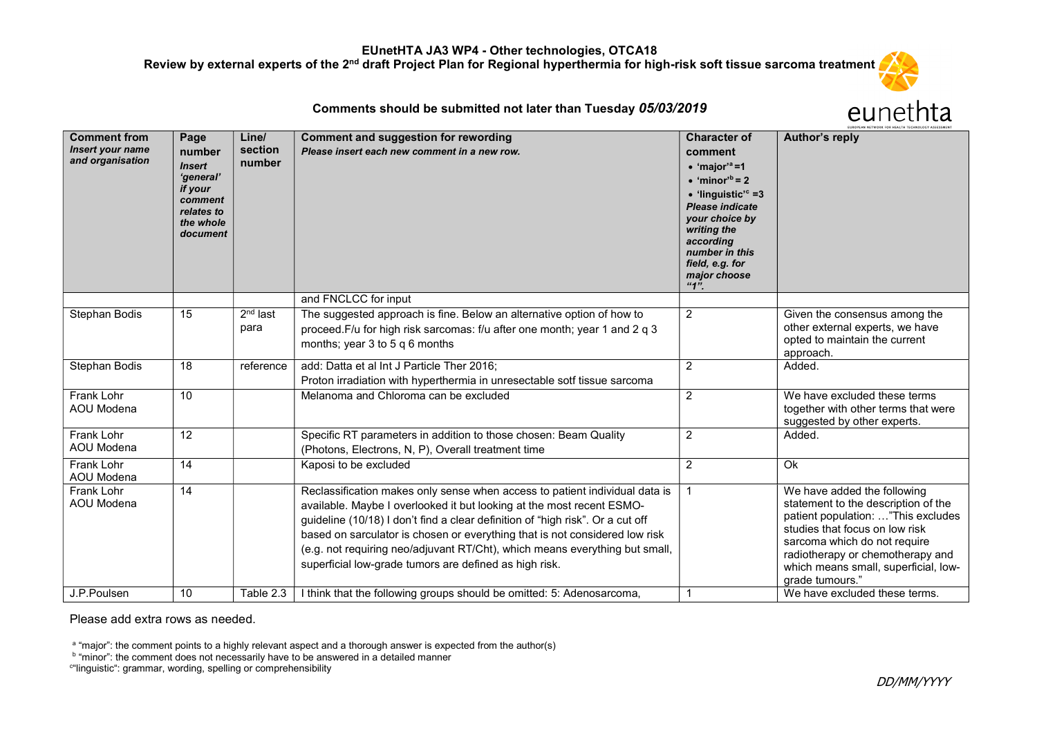**EUnetHTA JA3 WP4 - Other technologies, OTCA18**
**Review by external experts of the 2nd draft Project Plan for Regional hyperthermia for high-risk soft tissue sarcoma treatment**

**Comments should be submitted not later than Tuesday *05/03/2019***

| **Comment from** *Insert your name and organisation* | **Page number** *Insert 'general' if your comment relates to the whole document* | **Line/ section number** | **Comment and suggestion for rewording** *Please insert each new comment in a new row.* | **Character of comment** • 'major'[a] =1 • 'minor'[b] = 2 • 'linguistic'[c] =3 *Please indicate your choice by writing the according number in this field, e.g. for major choose "1".* | **Author's reply** |
|---|---|---|---|---|---|
| | | | and FNCLCC for input | | |
| Stephan Bodis | 15 | 2nd last para | The suggested approach is fine. Below an alternative option of how to proceed.F/u for high risk sarcomas: f/u after one month; year 1 and 2 q 3 months; year 3 to 5 q 6 months | 2 | Given the consensus among the other external experts, we have opted to maintain the current approach. |
| Stephan Bodis | 18 | reference | add: Datta et al Int J Particle Ther 2016; Proton irradiation with hyperthermia in unresectable sotf tissue sarcoma | 2 | Added. |
| Frank Lohr AOU Modena | 10 | | Melanoma and Chloroma can be excluded | 2 | We have excluded these terms together with other terms that were suggested by other experts. |
| Frank Lohr AOU Modena | 12 | | Specific RT parameters in addition to those chosen: Beam Quality (Photons, Electrons, N, P), Overall treatment time | 2 | Added. |
| Frank Lohr AOU Modena | 14 | | Kaposi to be excluded | 2 | Ok |
| Frank Lohr AOU Modena | 14 | | Reclassification makes only sense when access to patient individual data is available. Maybe I overlooked it but looking at the most recent ESMO-guideline (10/18) I don't find a clear definition of "high risk". Or a cut off based on sarculator is chosen or everything that is not considered low risk (e.g. not requiring neo/adjuvant RT/Cht), which means everything but small, superficial low-grade tumors are defined as high risk. | 1 | We have added the following statement to the description of the patient population: …"This excludes studies that focus on low risk sarcoma which do not require radiotherapy or chemotherapy and which means small, superficial, low-grade tumours." |
| J.P.Poulsen | 10 | Table 2.3 | I think that the following groups should be omitted: 5: Adenosarcoma, | 1 | We have excluded these terms. |

Please add extra rows as needed.

[a] "major": the comment points to a highly relevant aspect and a thorough answer is expected from the author(s)
[b] "minor": the comment does not necessarily have to be answered in a detailed manner
[c] "linguistic": grammar, wording, spelling or comprehensibility

DD/MM/YYYY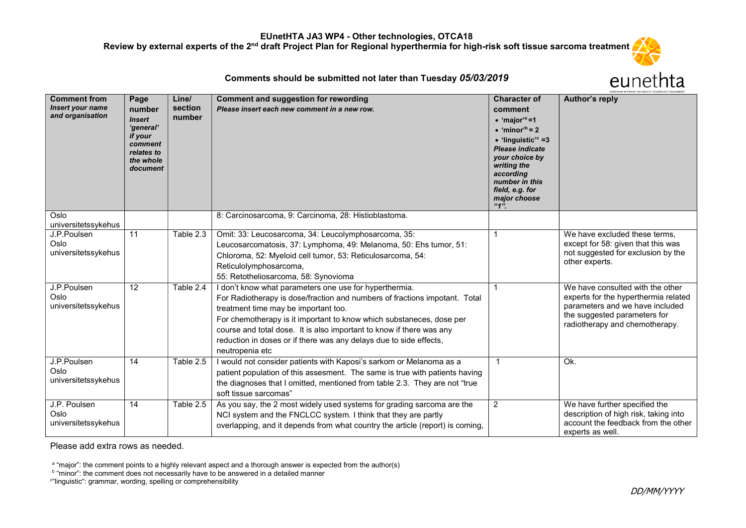**EUnetHTA JA3 WP4 - Other technologies, OTCA18**
**Review by external experts of the 2nd draft Project Plan for Regional hyperthermia for high-risk soft tissue sarcoma treatment**

**Comments should be submitted not later than Tuesday *05/03/2019***

| **Comment from** *Insert your name and organisation* | **Page number** *Insert 'general' if your comment relates to the whole document* | **Line/ section number** | **Comment and suggestion for rewording** *Please insert each new comment in a new row.* | **Character of comment** • 'major'[a] =1 • 'minor'[b] = 2 • 'linguistic'[c] =3 *Please indicate your choice by writing the according number in this field, e.g. for major choose "1".* | **Author's reply** |
|---|---|---|---|---|---|
| Oslo universitetssykehus | | | 8: Carcinosarcoma, 9: Carcinoma, 28: Histioblastoma. | | |
| J.P.Poulsen Oslo universitetssykehus | 11 | Table 2.3 | Omit: 33: Leucosarcoma, 34: Leucolymphosarcoma, 35: Leucosarcomatosis, 37: Lymphoma, 49: Melanoma, 50: Ehs tumor, 51: Chloroma, 52: Myeloid cell tumor, 53: Reticulosarcoma, 54: Reticulolymphosarcoma, 55: Retotheliosarcoma, 58: Synovioma | 1 | We have excluded these terms, except for 58: given that this was not suggested for exclusion by the other experts. |
| J.P.Poulsen Oslo universitetssykehus | 12 | Table 2.4 | I don't know what parameters one use for hyperthermia. For Radiotherapy is dose/fraction and numbers of fractions impotant. Total treatment time may be important too. For chemotherapy is it important to know which substaneces, dose per course and total dose. It is also important to know if there was any reduction in doses or if there was any delays due to side effects, neutropenia etc | 1 | We have consulted with the other experts for the hyperthermia related parameters and we have included the suggested parameters for radiotherapy and chemotherapy. |
| J.P.Poulsen Oslo universitetssykehus | 14 | Table 2.5 | I would not consider patients with Kaposi's sarkom or Melanoma as a patient population of this assesment. The same is true with patients having the diagnoses that I omitted, mentioned from table 2.3. They are not "true soft tissue sarcomas" | 1 | Ok. |
| J.P. Poulsen Oslo universitetssykehus | 14 | Table 2.5 | As you say, the 2 most widely used systems for grading sarcoma are the NCI system and the FNCLCC system. I think that they are partly overlapping, and it depends from what country the article (report) is coming, | 2 | We have further specified the description of high risk, taking into account the feedback from the other experts as well. |

Please add extra rows as needed.

[a] "major": the comment points to a highly relevant aspect and a thorough answer is expected from the author(s)
[b] "minor": the comment does not necessarily have to be answered in a detailed manner
[c] "linguistic": grammar, wording, spelling or comprehensibility

*DD/MM/YYYY*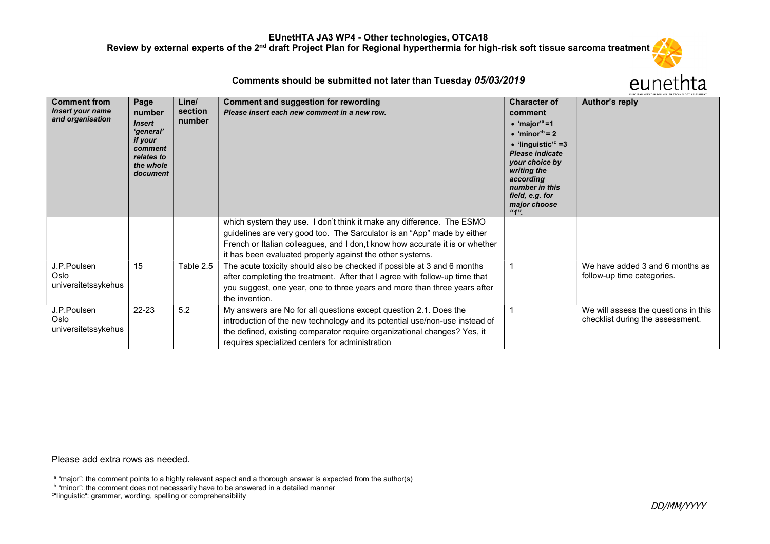**EUnetHTA JA3 WP4 - Other technologies, OTCA18**
**Review by external experts of the 2nd draft Project Plan for Regional hyperthermia for high-risk soft tissue sarcoma treatment**

**Comments should be submitted not later than Tuesday *05/03/2019***

| **Comment from** *Insert your name and organisation* | **Page number** *Insert 'general' if your comment relates to the whole document* | **Line/ section number** | **Comment and suggestion for rewording** *Please insert each new comment in a new row.* | **Character of comment** • 'major'[a] =1 • 'minor'[b] = 2 • 'linguistic'[c] =3 *Please indicate your choice by writing the according number in this field, e.g. for major choose "1".* | **Author's reply** |
|---|---|---|---|---|---|
| | | | which system they use. I don't think it make any difference. The ESMO guidelines are very good too. The Sarculator is an "App" made by either French or Italian colleagues, and I don,t know how accurate it is or whether it has been evaluated properly against the other systems. | | |
| J.P.Poulsen Oslo universitetssykehus | 15 | Table 2.5 | The acute toxicity should also be checked if possible at 3 and 6 months after completing the treatment. After that I agree with follow-up time that you suggest, one year, one to three years and more than three years after the invention. | 1 | We have added 3 and 6 months as follow-up time categories. |
| J.P.Poulsen Oslo universitetssykehus | 22-23 | 5.2 | My answers are No for all questions except question 2.1. Does the introduction of the new technology and its potential use/non-use instead of the defined, existing comparator require organizational changes? Yes, it requires specialized centers for administration | 1 | We will assess the questions in this checklist during the assessment. |

Please add extra rows as needed.

[a] "major": the comment points to a highly relevant aspect and a thorough answer is expected from the author(s)
[b] "minor": the comment does not necessarily have to be answered in a detailed manner
[c] "linguistic": grammar, wording, spelling or comprehensibility

DD/MM/YYYY